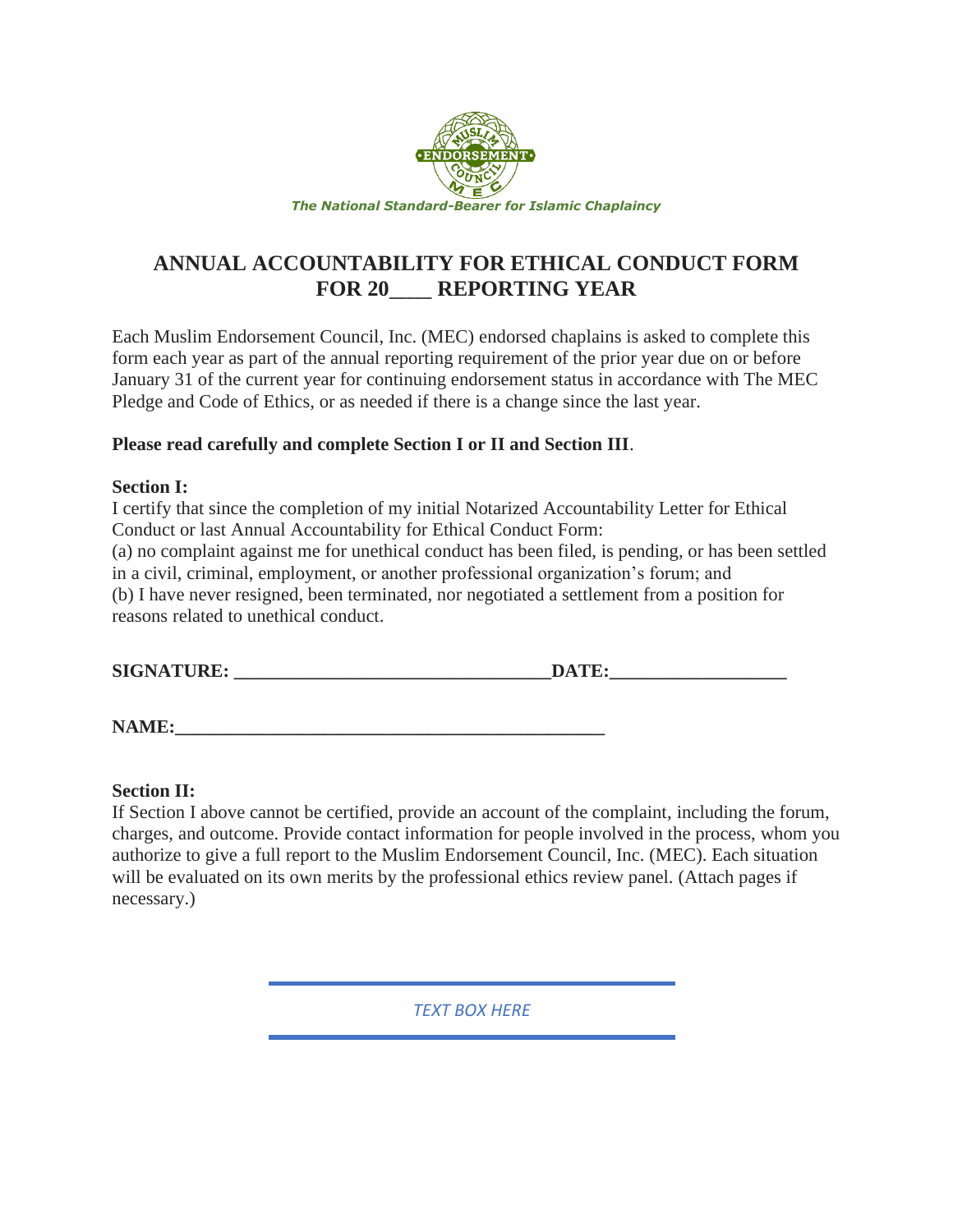*The National Standard-Bearer for Islamic Chaplaincy*

# ANNUAL ACCOUNTABILITY FOR ETHICAL CONDUCT FORM FOR 20____ REPORTING YEAR

Each Muslim Endorsement Council, Inc. (MEC) endorsed chaplains is asked to complete this form each year as part of the annual reporting requirement of the prior year due on or before January 31 of the current year for continuing endorsement status in accordance with The MEC Pledge and Code of Ethics, or as needed if there is a change since the last year.

**Please read carefully and complete Section I or II and Section III**.

**Section I:**

I certify that since the completion of my initial Notarized Accountability Letter for Ethical Conduct or last Annual Accountability for Ethical Conduct Form:

(a) no complaint against me for unethical conduct has been filed, is pending, or has been settled in a civil, criminal, employment, or another professional organization's forum; and

(b) I have never resigned, been terminated, nor negotiated a settlement from a position for reasons related to unethical conduct.

**SIGNATURE: _________________________________DATE:__________________**

**NAME:_____________________________________________**

**Section II:**

If Section I above cannot be certified, provide an account of the complaint, including the forum, charges, and outcome. Provide contact information for people involved in the process, whom you authorize to give a full report to the Muslim Endorsement Council, Inc. (MEC). Each situation will be evaluated on its own merits by the professional ethics review panel. (Attach pages if necessary.)

*TEXT BOX HERE*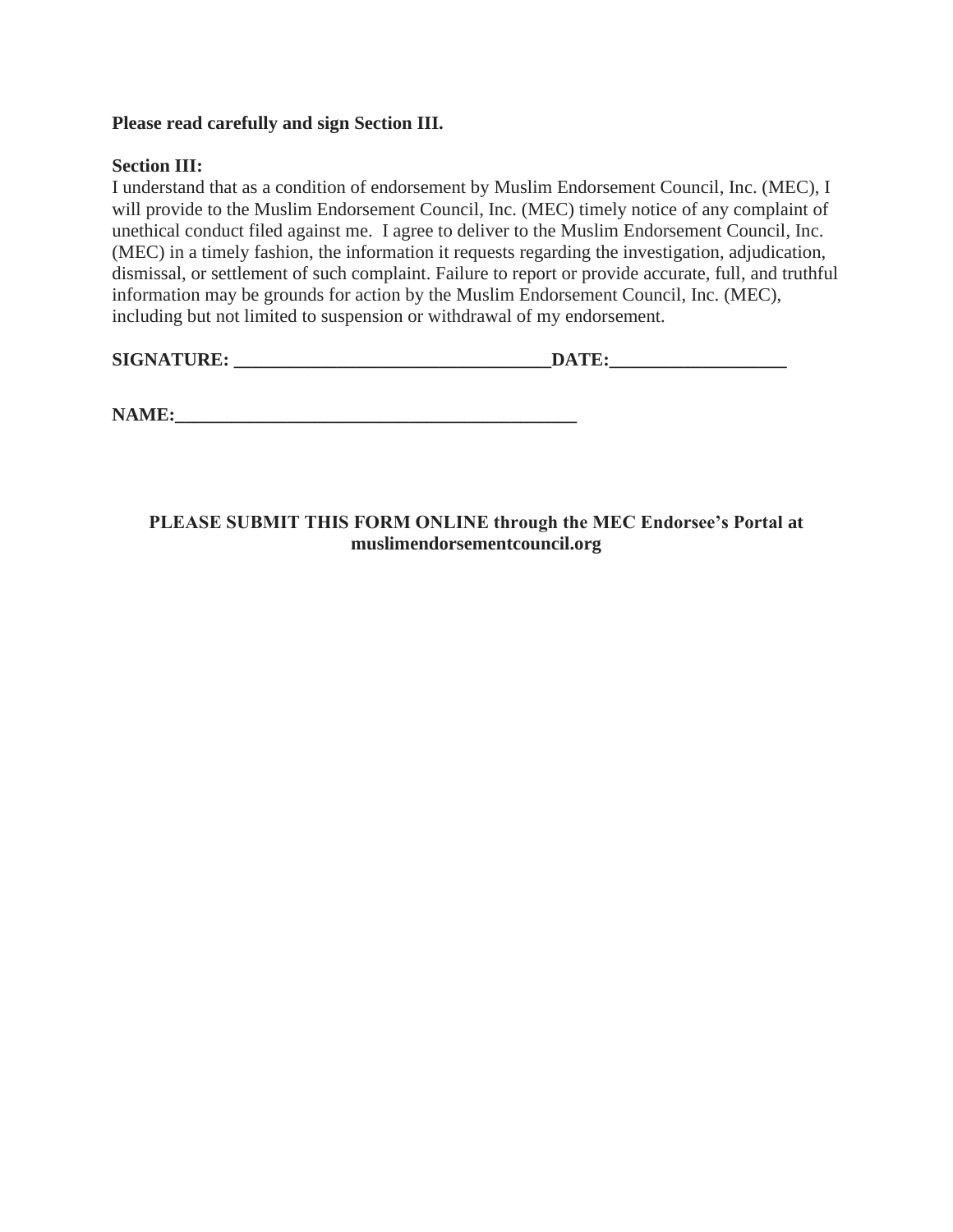**Please read carefully and sign Section III.**

**Section III:**
I understand that as a condition of endorsement by Muslim Endorsement Council, Inc. (MEC), I will provide to the Muslim Endorsement Council, Inc. (MEC) timely notice of any complaint of unethical conduct filed against me. I agree to deliver to the Muslim Endorsement Council, Inc. (MEC) in a timely fashion, the information it requests regarding the investigation, adjudication, dismissal, or settlement of such complaint. Failure to report or provide accurate, full, and truthful information may be grounds for action by the Muslim Endorsement Council, Inc. (MEC), including but not limited to suspension or withdrawal of my endorsement.

**SIGNATURE: ___________________________________DATE:___________________**

**NAME:____________________________________________**

**PLEASE SUBMIT THIS FORM ONLINE through the MEC Endorsee's Portal at muslimendorsementcouncil.org**